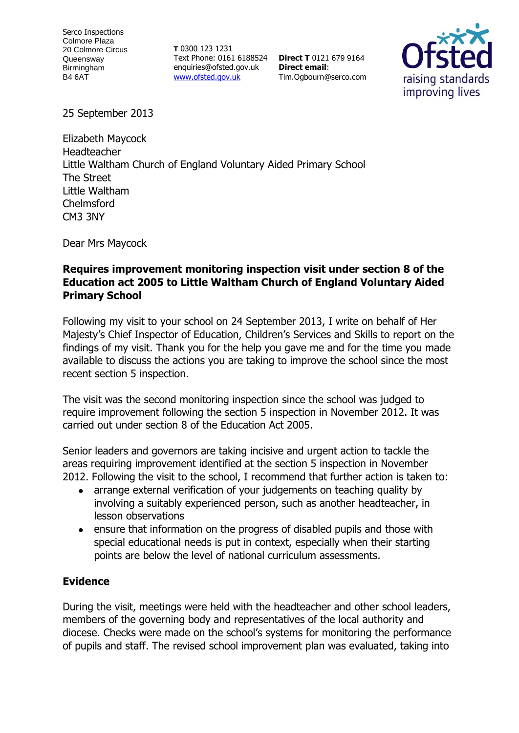Serco Inspections
Colmore Plaza
20 Colmore Circus
Queensway
Birmingham
B4 6AT

**T** 0300 123 1231
Text Phone: 0161 6188524
enquiries@ofsted.gov.uk
www.ofsted.gov.uk

**Direct T** 0121 679 9164
**Direct email**:
Tim.Ogbourn@serco.com

25 September 2013

Elizabeth Maycock
Headteacher
Little Waltham Church of England Voluntary Aided Primary School
The Street
Little Waltham
Chelmsford
CM3 3NY

Dear Mrs Maycock

**Requires improvement monitoring inspection visit under section 8 of the Education act 2005 to Little Waltham Church of England Voluntary Aided Primary School**

Following my visit to your school on 24 September 2013, I write on behalf of Her Majesty's Chief Inspector of Education, Children's Services and Skills to report on the findings of my visit. Thank you for the help you gave me and for the time you made available to discuss the actions you are taking to improve the school since the most recent section 5 inspection.

The visit was the second monitoring inspection since the school was judged to require improvement following the section 5 inspection in November 2012. It was carried out under section 8 of the Education Act 2005.

Senior leaders and governors are taking incisive and urgent action to tackle the areas requiring improvement identified at the section 5 inspection in November 2012. Following the visit to the school, I recommend that further action is taken to:

- arrange external verification of your judgements on teaching quality by involving a suitably experienced person, such as another headteacher, in lesson observations
- ensure that information on the progress of disabled pupils and those with special educational needs is put in context, especially when their starting points are below the level of national curriculum assessments.

## Evidence

During the visit, meetings were held with the headteacher and other school leaders, members of the governing body and representatives of the local authority and diocese. Checks were made on the school's systems for monitoring the performance of pupils and staff. The revised school improvement plan was evaluated, taking into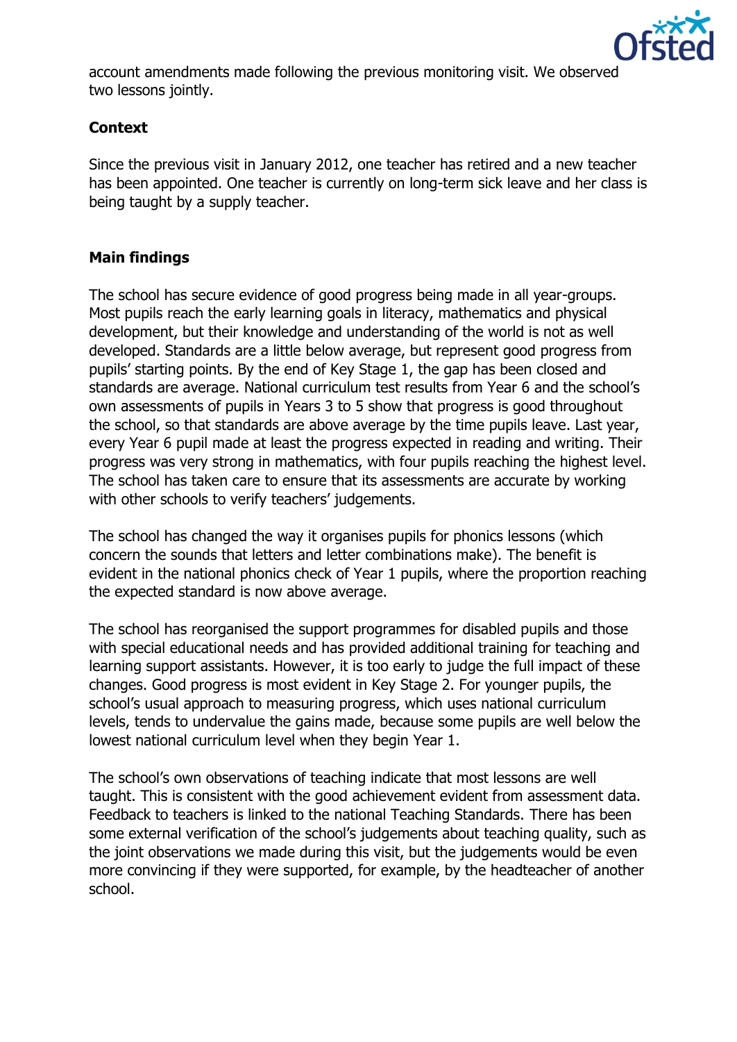account amendments made following the previous monitoring visit. We observed two lessons jointly.

**Context**

Since the previous visit in January 2012, one teacher has retired and a new teacher has been appointed. One teacher is currently on long-term sick leave and her class is being taught by a supply teacher.

**Main findings**

The school has secure evidence of good progress being made in all year-groups. Most pupils reach the early learning goals in literacy, mathematics and physical development, but their knowledge and understanding of the world is not as well developed. Standards are a little below average, but represent good progress from pupils' starting points. By the end of Key Stage 1, the gap has been closed and standards are average. National curriculum test results from Year 6 and the school's own assessments of pupils in Years 3 to 5 show that progress is good throughout the school, so that standards are above average by the time pupils leave. Last year, every Year 6 pupil made at least the progress expected in reading and writing. Their progress was very strong in mathematics, with four pupils reaching the highest level. The school has taken care to ensure that its assessments are accurate by working with other schools to verify teachers' judgements.

The school has changed the way it organises pupils for phonics lessons (which concern the sounds that letters and letter combinations make). The benefit is evident in the national phonics check of Year 1 pupils, where the proportion reaching the expected standard is now above average.

The school has reorganised the support programmes for disabled pupils and those with special educational needs and has provided additional training for teaching and learning support assistants. However, it is too early to judge the full impact of these changes. Good progress is most evident in Key Stage 2. For younger pupils, the school's usual approach to measuring progress, which uses national curriculum levels, tends to undervalue the gains made, because some pupils are well below the lowest national curriculum level when they begin Year 1.

The school's own observations of teaching indicate that most lessons are well taught. This is consistent with the good achievement evident from assessment data. Feedback to teachers is linked to the national Teaching Standards. There has been some external verification of the school's judgements about teaching quality, such as the joint observations we made during this visit, but the judgements would be even more convincing if they were supported, for example, by the headteacher of another school.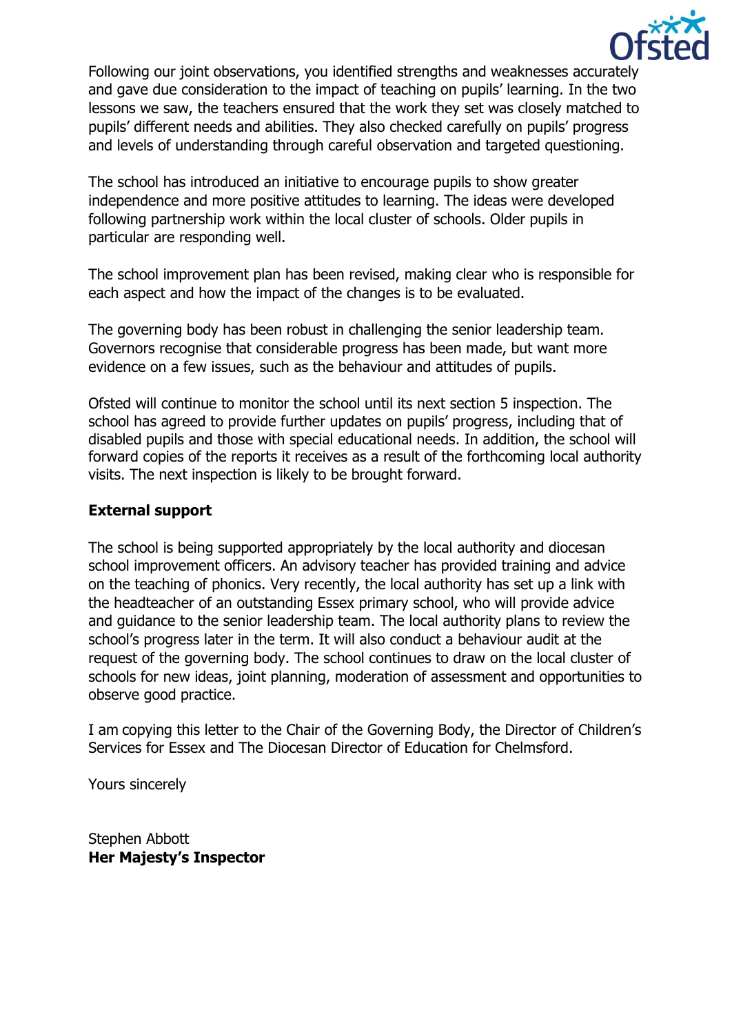Following our joint observations, you identified strengths and weaknesses accurately and gave due consideration to the impact of teaching on pupils' learning. In the two lessons we saw, the teachers ensured that the work they set was closely matched to pupils' different needs and abilities. They also checked carefully on pupils' progress and levels of understanding through careful observation and targeted questioning.

The school has introduced an initiative to encourage pupils to show greater independence and more positive attitudes to learning. The ideas were developed following partnership work within the local cluster of schools. Older pupils in particular are responding well.

The school improvement plan has been revised, making clear who is responsible for each aspect and how the impact of the changes is to be evaluated.

The governing body has been robust in challenging the senior leadership team. Governors recognise that considerable progress has been made, but want more evidence on a few issues, such as the behaviour and attitudes of pupils.

Ofsted will continue to monitor the school until its next section 5 inspection. The school has agreed to provide further updates on pupils' progress, including that of disabled pupils and those with special educational needs. In addition, the school will forward copies of the reports it receives as a result of the forthcoming local authority visits. The next inspection is likely to be brought forward.

**External support**

The school is being supported appropriately by the local authority and diocesan school improvement officers. An advisory teacher has provided training and advice on the teaching of phonics. Very recently, the local authority has set up a link with the headteacher of an outstanding Essex primary school, who will provide advice and guidance to the senior leadership team. The local authority plans to review the school's progress later in the term. It will also conduct a behaviour audit at the request of the governing body. The school continues to draw on the local cluster of schools for new ideas, joint planning, moderation of assessment and opportunities to observe good practice.

I am copying this letter to the Chair of the Governing Body, the Director of Children's Services for Essex and The Diocesan Director of Education for Chelmsford.

Yours sincerely

Stephen Abbott
**Her Majesty's Inspector**